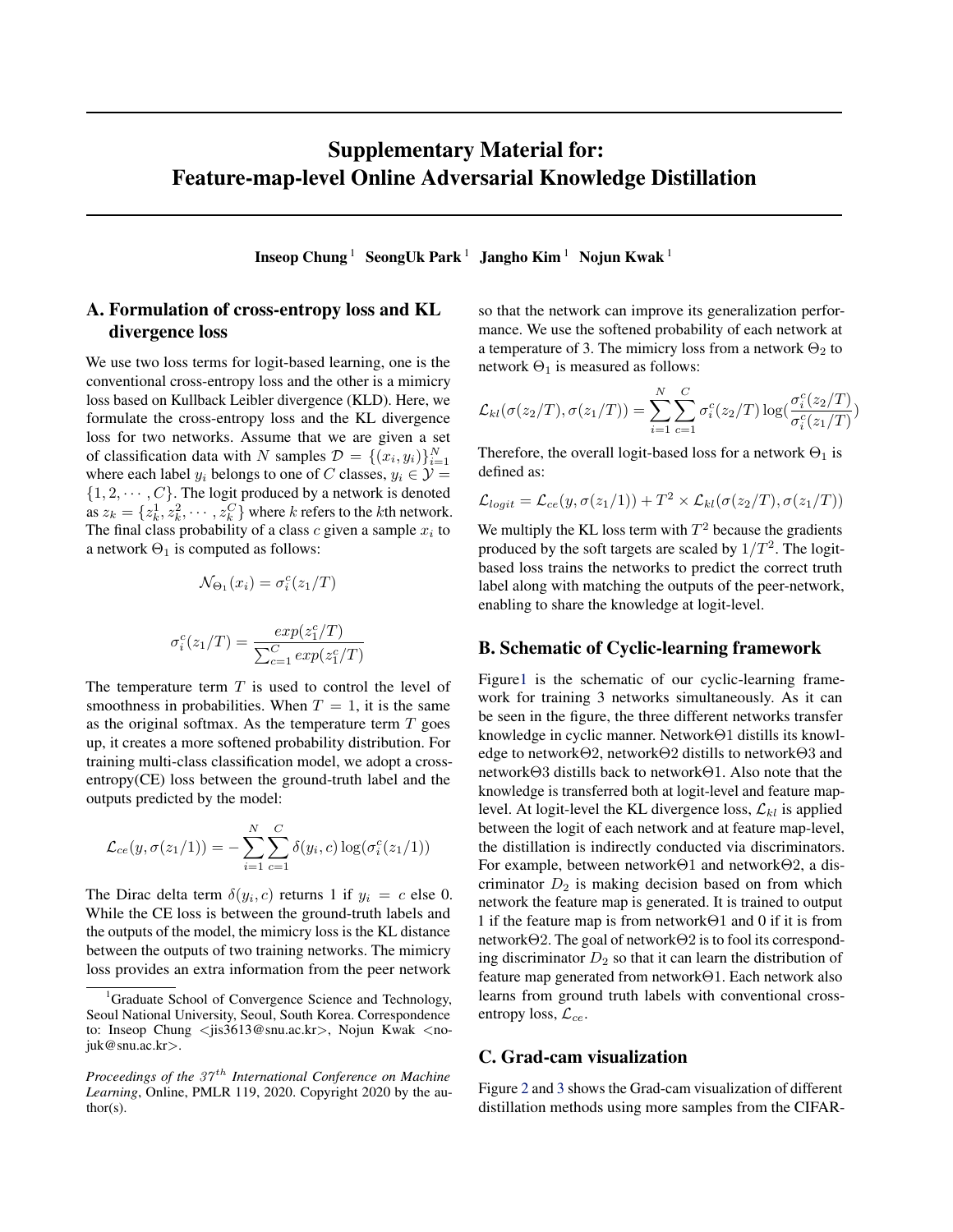# Supplementary Material for: Feature-map-level Online Adversarial Knowledge Distillation

**Inseop Chung** [1] **SeongUk Park** [1] **Jangho Kim** [1] **Nojun Kwak** [1]

## A. Formulation of cross-entropy loss and KL divergence loss

We use two loss terms for logit-based learning, one is the conventional cross-entropy loss and the other is a mimicry loss based on Kullback Leibler divergence (KLD). Here, we formulate the cross-entropy loss and the KL divergence loss for two networks. Assume that we are given a set of classification data with $N$ samples $\mathcal{D} = \{(x_i, y_i)\}_{i=1}^{N}$ where each label $y_i$ belongs to one of $C$ classes, $y_i \in \mathcal{Y} = \{1, 2, \cdots, C\}$. The logit produced by a network is denoted as $z_k = \{z_k^1, z_k^2, \cdots, z_k^C\}$ where $k$ refers to the $k$th network. The final class probability of a class $c$ given a sample $x_i$ to a network $\Theta_1$ is computed as follows:

$$\mathcal{N}_{\Theta_1}(x_i) = \sigma_i^c(z_1/T)$$

$$\sigma_i^c(z_1/T) = \frac{exp(z_1^c/T)}{\sum_{c=1}^{C} exp(z_1^c/T)}$$

The temperature term $T$ is used to control the level of smoothness in probabilities. When $T = 1$, it is the same as the original softmax. As the temperature term $T$ goes up, it creates a more softened probability distribution. For training multi-class classification model, we adopt a cross-entropy(CE) loss between the ground-truth label and the outputs predicted by the model:

$$\mathcal{L}_{ce}(y, \sigma(z_1/1)) = -\sum_{i=1}^{N}\sum_{c=1}^{C} \delta(y_i, c) \log(\sigma_i^c(z_1/1))$$

The Dirac delta term $\delta(y_i, c)$ returns 1 if $y_i = c$ else 0. While the CE loss is between the ground-truth labels and the outputs of the model, the mimicry loss is the KL distance between the outputs of two training networks. The mimicry loss provides an extra information from the peer network so that the network can improve its generalization performance. We use the softened probability of each network at a temperature of 3. The mimicry loss from a network $\Theta_2$ to network $\Theta_1$ is measured as follows:

$$\mathcal{L}_{kl}(\sigma(z_2/T), \sigma(z_1/T)) = \sum_{i=1}^{N}\sum_{c=1}^{C} \sigma_i^c(z_2/T) \log(\frac{\sigma_i^c(z_2/T)}{\sigma_i^c(z_1/T)})$$

Therefore, the overall logit-based loss for a network $\Theta_1$ is defined as:

$$\mathcal{L}_{logit} = \mathcal{L}_{ce}(y, \sigma(z_1/1)) + T^2 \times \mathcal{L}_{kl}(\sigma(z_2/T), \sigma(z_1/T))$$

We multiply the KL loss term with $T^2$ because the gradients produced by the soft targets are scaled by $1/T^2$. The logit-based loss trains the networks to predict the correct truth label along with matching the outputs of the peer-network, enabling to share the knowledge at logit-level.

## B. Schematic of Cyclic-learning framework

Figure1 is the schematic of our cyclic-learning framework for training 3 networks simultaneously. As it can be seen in the figure, the three different networks transfer knowledge in cyclic manner. Network$\Theta$1 distills its knowledge to network$\Theta$2, network$\Theta$2 distills to network$\Theta$3 and network$\Theta$3 distills back to network$\Theta$1. Also note that the knowledge is transferred both at logit-level and feature map-level. At logit-level the KL divergence loss, $\mathcal{L}_{kl}$ is applied between the logit of each network and at feature map-level, the distillation is indirectly conducted via discriminators. For example, between network$\Theta$1 and network$\Theta$2, a discriminator $D_2$ is making decision based on from which network the feature map is generated. It is trained to output 1 if the feature map is from network$\Theta$1 and 0 if it is from network$\Theta$2. The goal of network$\Theta$2 is to fool its corresponding discriminator $D_2$ so that it can learn the distribution of feature map generated from network$\Theta$1. Each network also learns from ground truth labels with conventional cross-entropy loss, $\mathcal{L}_{ce}$.

## C. Grad-cam visualization

Figure 2 and 3 shows the Grad-cam visualization of different distillation methods using more samples from the CIFAR-

[1] Graduate School of Convergence Science and Technology, Seoul National University, Seoul, South Korea. Correspondence to: Inseop Chung <jis3613@snu.ac.kr>, Nojun Kwak <nojuk@snu.ac.kr>.

*Proceedings of the 37th International Conference on Machine Learning*, Online, PMLR 119, 2020. Copyright 2020 by the author(s).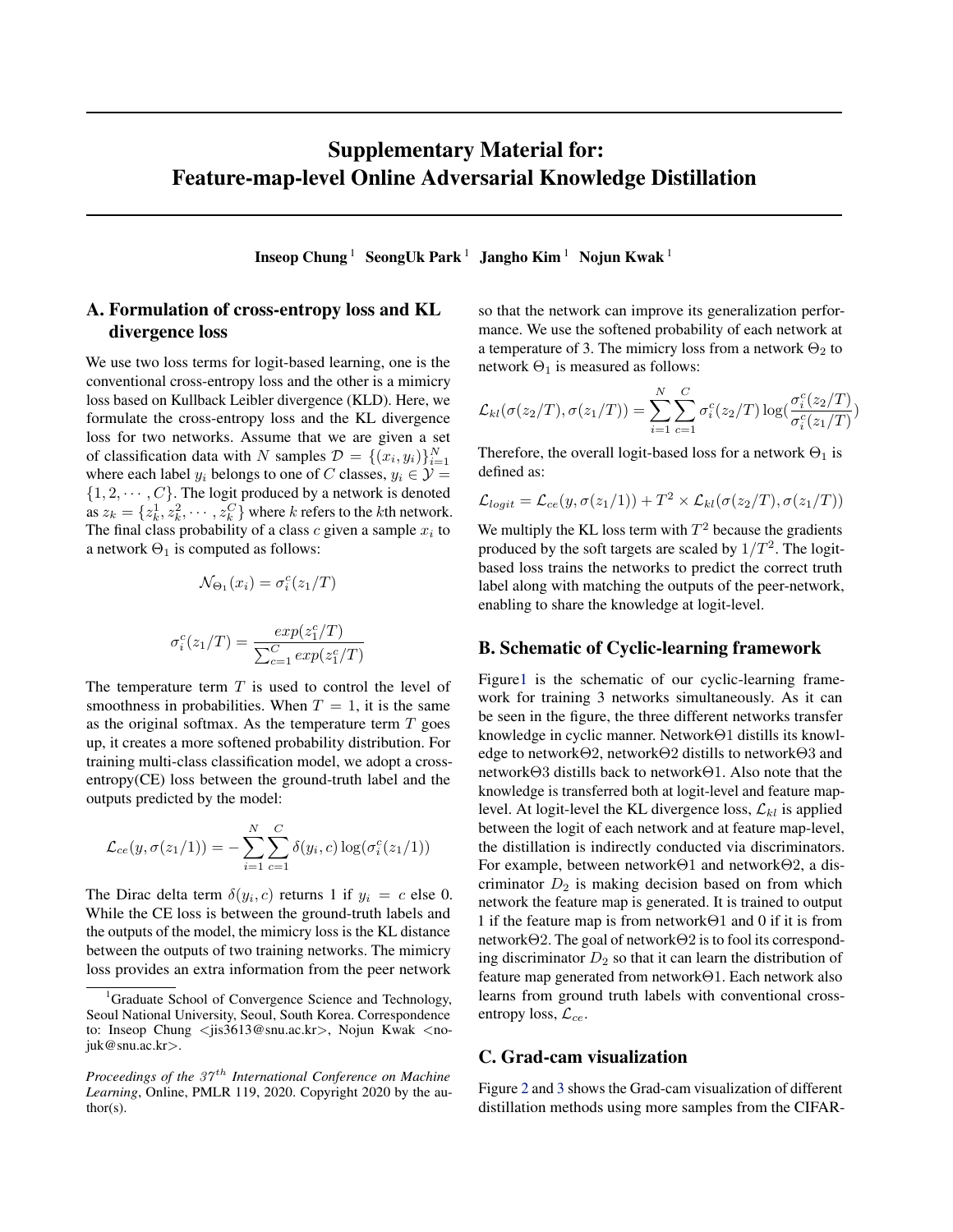# Supplementary Material for: Feature-map-level Online Adversarial Knowledge Distillation

**Inseop Chung [1] SeongUk Park [1] Jangho Kim [1] Nojun Kwak [1]**

## A. Formulation of cross-entropy loss and KL divergence loss

We use two loss terms for logit-based learning, one is the conventional cross-entropy loss and the other is a mimicry loss based on Kullback Leibler divergence (KLD). Here, we formulate the cross-entropy loss and the KL divergence loss for two networks. Assume that we are given a set of classification data with $N$ samples $\mathcal{D} = \{(x_i, y_i)\}_{i=1}^{N}$ where each label $y_i$ belongs to one of $C$ classes, $y_i \in \mathcal{Y} = \{1, 2, \cdots, C\}$. The logit produced by a network is denoted as $z_k = \{z_k^1, z_k^2, \cdots, z_k^C\}$ where $k$ refers to the $k$th network. The final class probability of a class $c$ given a sample $x_i$ to a network $\Theta_1$ is computed as follows:

$$\mathcal{N}_{\Theta_1}(x_i) = \sigma_i^c(z_1/T)$$

$$\sigma_i^c(z_1/T) = \frac{exp(z_1^c/T)}{\sum_{c=1}^{C} exp(z_1^c/T)}$$

The temperature term $T$ is used to control the level of smoothness in probabilities. When $T = 1$, it is the same as the original softmax. As the temperature term $T$ goes up, it creates a more softened probability distribution. For training multi-class classification model, we adopt a cross-entropy(CE) loss between the ground-truth label and the outputs predicted by the model:

$$\mathcal{L}_{ce}(y, \sigma(z_1/1)) = -\sum_{i=1}^{N}\sum_{c=1}^{C} \delta(y_i, c) \log(\sigma_i^c(z_1/1))$$

The Dirac delta term $\delta(y_i, c)$ returns 1 if $y_i = c$ else 0. While the CE loss is between the ground-truth labels and the outputs of the model, the mimicry loss is the KL distance between the outputs of two training networks. The mimicry loss provides an extra information from the peer network so that the network can improve its generalization performance. We use the softened probability of each network at a temperature of 3. The mimicry loss from a network $\Theta_2$ to network $\Theta_1$ is measured as follows:

$$\mathcal{L}_{kl}(\sigma(z_2/T), \sigma(z_1/T)) = \sum_{i=1}^{N}\sum_{c=1}^{C} \sigma_i^c(z_2/T) \log(\frac{\sigma_i^c(z_2/T)}{\sigma_i^c(z_1/T)})$$

Therefore, the overall logit-based loss for a network $\Theta_1$ is defined as:

$$\mathcal{L}_{logit} = \mathcal{L}_{ce}(y, \sigma(z_1/1)) + T^2 \times \mathcal{L}_{kl}(\sigma(z_2/T), \sigma(z_1/T))$$

We multiply the KL loss term with $T^2$ because the gradients produced by the soft targets are scaled by $1/T^2$. The logit-based loss trains the networks to predict the correct truth label along with matching the outputs of the peer-network, enabling to share the knowledge at logit-level.

## B. Schematic of Cyclic-learning framework

Figure1 is the schematic of our cyclic-learning framework for training 3 networks simultaneously. As it can be seen in the figure, the three different networks transfer knowledge in cyclic manner. Network$\Theta$1 distills its knowledge to network$\Theta$2, network$\Theta$2 distills to network$\Theta$3 and network$\Theta$3 distills back to network$\Theta$1. Also note that the knowledge is transferred both at logit-level and feature map-level. At logit-level the KL divergence loss, $\mathcal{L}_{kl}$ is applied between the logit of each network and at feature map-level, the distillation is indirectly conducted via discriminators. For example, between network$\Theta$1 and network$\Theta$2, a discriminator $D_2$ is making decision based on from which network the feature map is generated. It is trained to output 1 if the feature map is from network$\Theta$1 and 0 if it is from network$\Theta$2. The goal of network$\Theta$2 is to fool its corresponding discriminator $D_2$ so that it can learn the distribution of feature map generated from network$\Theta$1. Each network also learns from ground truth labels with conventional cross-entropy loss, $\mathcal{L}_{ce}$.

## C. Grad-cam visualization

Figure 2 and 3 shows the Grad-cam visualization of different distillation methods using more samples from the CIFAR-

[1] Graduate School of Convergence Science and Technology, Seoul National University, Seoul, South Korea. Correspondence to: Inseop Chung <jis3613@snu.ac.kr>, Nojun Kwak <nojuk@snu.ac.kr>.

*Proceedings of the 37th International Conference on Machine Learning*, Online, PMLR 119, 2020. Copyright 2020 by the author(s).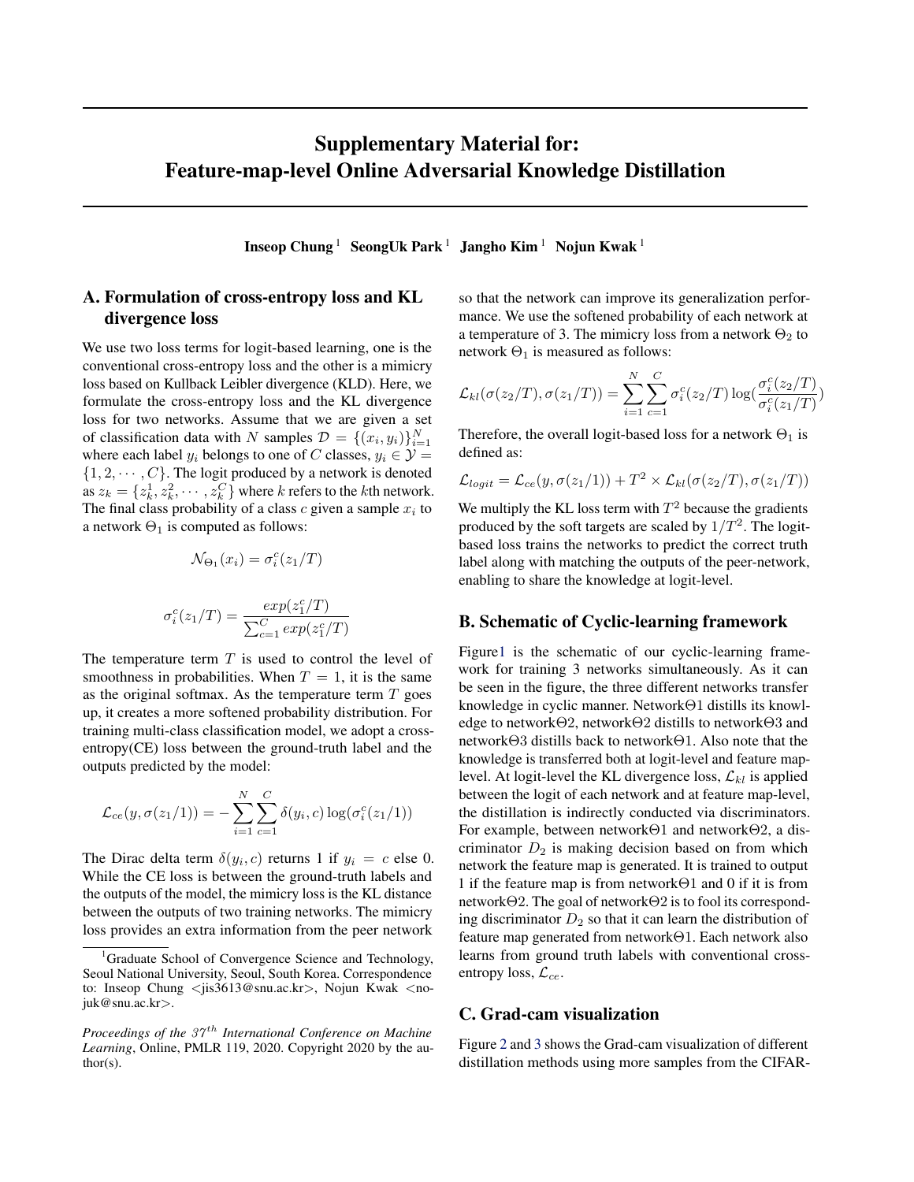# Supplementary Material for: Feature-map-level Online Adversarial Knowledge Distillation

**Inseop Chung** [1] **SeongUk Park** [1] **Jangho Kim** [1] **Nojun Kwak** [1]

## A. Formulation of cross-entropy loss and KL divergence loss

We use two loss terms for logit-based learning, one is the conventional cross-entropy loss and the other is a mimicry loss based on Kullback Leibler divergence (KLD). Here, we formulate the cross-entropy loss and the KL divergence loss for two networks. Assume that we are given a set of classification data with $N$ samples $\mathcal{D} = \{(x_i, y_i)\}_{i=1}^{N}$ where each label $y_i$ belongs to one of $C$ classes, $y_i \in \mathcal{Y} = \{1, 2, \cdots, C\}$. The logit produced by a network is denoted as $z_k = \{z_k^1, z_k^2, \cdots, z_k^C\}$ where $k$ refers to the $k$th network. The final class probability of a class $c$ given a sample $x_i$ to a network $\Theta_1$ is computed as follows:

$$\mathcal{N}_{\Theta_1}(x_i) = \sigma_i^c(z_1/T)$$

$$\sigma_i^c(z_1/T) = \frac{exp(z_1^c/T)}{\sum_{c=1}^{C} exp(z_1^c/T)}$$

The temperature term $T$ is used to control the level of smoothness in probabilities. When $T = 1$, it is the same as the original softmax. As the temperature term $T$ goes up, it creates a more softened probability distribution. For training multi-class classification model, we adopt a cross-entropy(CE) loss between the ground-truth label and the outputs predicted by the model:

$$\mathcal{L}_{ce}(y, \sigma(z_1/1)) = -\sum_{i=1}^{N}\sum_{c=1}^{C} \delta(y_i, c) \log(\sigma_i^c(z_1/1))$$

The Dirac delta term $\delta(y_i, c)$ returns 1 if $y_i = c$ else 0. While the CE loss is between the ground-truth labels and the outputs of the model, the mimicry loss is the KL distance between the outputs of two training networks. The mimicry loss provides an extra information from the peer network so that the network can improve its generalization performance. We use the softened probability of each network at a temperature of 3. The mimicry loss from a network $\Theta_2$ to network $\Theta_1$ is measured as follows:

$$\mathcal{L}_{kl}(\sigma(z_2/T), \sigma(z_1/T)) = \sum_{i=1}^{N}\sum_{c=1}^{C} \sigma_i^c(z_2/T) \log(\frac{\sigma_i^c(z_2/T)}{\sigma_i^c(z_1/T)})$$

Therefore, the overall logit-based loss for a network $\Theta_1$ is defined as:

$$\mathcal{L}_{logit} = \mathcal{L}_{ce}(y, \sigma(z_1/1)) + T^2 \times \mathcal{L}_{kl}(\sigma(z_2/T), \sigma(z_1/T))$$

We multiply the KL loss term with $T^2$ because the gradients produced by the soft targets are scaled by $1/T^2$. The logit-based loss trains the networks to predict the correct truth label along with matching the outputs of the peer-network, enabling to share the knowledge at logit-level.

## B. Schematic of Cyclic-learning framework

Figure1 is the schematic of our cyclic-learning framework for training 3 networks simultaneously. As it can be seen in the figure, the three different networks transfer knowledge in cyclic manner. Network$\Theta$1 distills its knowledge to network$\Theta$2, network$\Theta$2 distills to network$\Theta$3 and network$\Theta$3 distills back to network$\Theta$1. Also note that the knowledge is transferred both at logit-level and feature map-level. At logit-level the KL divergence loss, $\mathcal{L}_{kl}$ is applied between the logit of each network and at feature map-level, the distillation is indirectly conducted via discriminators. For example, between network$\Theta$1 and network$\Theta$2, a discriminator $D_2$ is making decision based on from which network the feature map is generated. It is trained to output 1 if the feature map is from network$\Theta$1 and 0 if it is from network$\Theta$2. The goal of network$\Theta$2 is to fool its corresponding discriminator $D_2$ so that it can learn the distribution of feature map generated from network$\Theta$1. Each network also learns from ground truth labels with conventional cross-entropy loss, $\mathcal{L}_{ce}$.

## C. Grad-cam visualization

Figure 2 and 3 shows the Grad-cam visualization of different distillation methods using more samples from the CIFAR-

[1] Graduate School of Convergence Science and Technology, Seoul National University, Seoul, South Korea. Correspondence to: Inseop Chung <jis3613@snu.ac.kr>, Nojun Kwak <nojuk@snu.ac.kr>.

*Proceedings of the 37th International Conference on Machine Learning*, Online, PMLR 119, 2020. Copyright 2020 by the author(s).